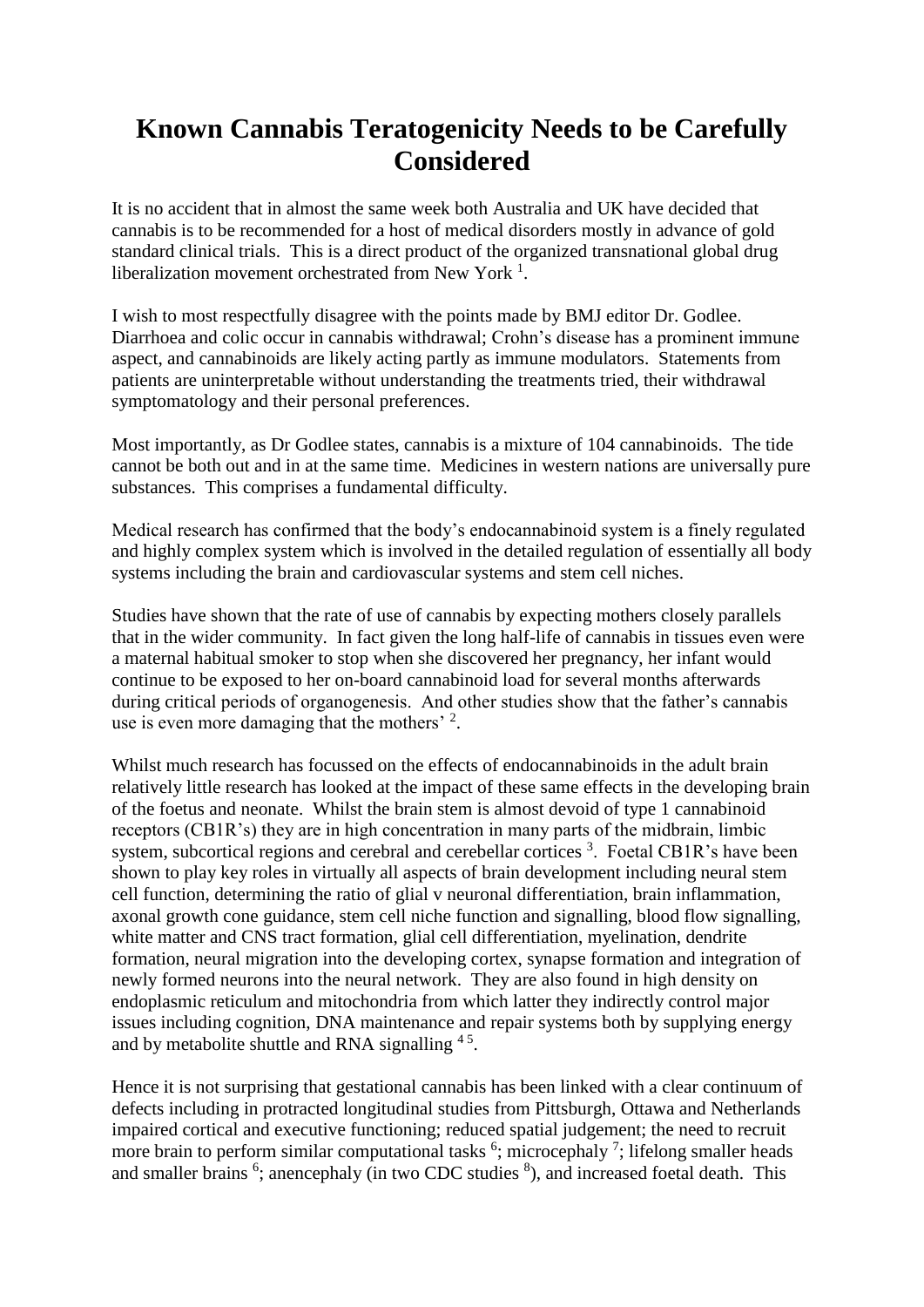# Known Cannabis Teratogenicity Needs to be Carefully Considered

It is no accident that in almost the same week both Australia and UK have decided that cannabis is to be recommended for a host of medical disorders mostly in advance of gold standard clinical trials. This is a direct product of the organized transnational global drug liberalization movement orchestrated from New York [1].

I wish to most respectfully disagree with the points made by BMJ editor Dr. Godlee. Diarrhoea and colic occur in cannabis withdrawal; Crohn's disease has a prominent immune aspect, and cannabinoids are likely acting partly as immune modulators. Statements from patients are uninterpretable without understanding the treatments tried, their withdrawal symptomatology and their personal preferences.

Most importantly, as Dr Godlee states, cannabis is a mixture of 104 cannabinoids. The tide cannot be both out and in at the same time. Medicines in western nations are universally pure substances. This comprises a fundamental difficulty.

Medical research has confirmed that the body's endocannabinoid system is a finely regulated and highly complex system which is involved in the detailed regulation of essentially all body systems including the brain and cardiovascular systems and stem cell niches.

Studies have shown that the rate of use of cannabis by expecting mothers closely parallels that in the wider community. In fact given the long half-life of cannabis in tissues even were a maternal habitual smoker to stop when she discovered her pregnancy, her infant would continue to be exposed to her on-board cannabinoid load for several months afterwards during critical periods of organogenesis. And other studies show that the father's cannabis use is even more damaging that the mothers' [2].

Whilst much research has focussed on the effects of endocannabinoids in the adult brain relatively little research has looked at the impact of these same effects in the developing brain of the foetus and neonate. Whilst the brain stem is almost devoid of type 1 cannabinoid receptors (CB1R's) they are in high concentration in many parts of the midbrain, limbic system, subcortical regions and cerebral and cerebellar cortices [3]. Foetal CB1R's have been shown to play key roles in virtually all aspects of brain development including neural stem cell function, determining the ratio of glial v neuronal differentiation, brain inflammation, axonal growth cone guidance, stem cell niche function and signalling, blood flow signalling, white matter and CNS tract formation, glial cell differentiation, myelination, dendrite formation, neural migration into the developing cortex, synapse formation and integration of newly formed neurons into the neural network. They are also found in high density on endoplasmic reticulum and mitochondria from which latter they indirectly control major issues including cognition, DNA maintenance and repair systems both by supplying energy and by metabolite shuttle and RNA signalling [4 5].

Hence it is not surprising that gestational cannabis has been linked with a clear continuum of defects including in protracted longitudinal studies from Pittsburgh, Ottawa and Netherlands impaired cortical and executive functioning; reduced spatial judgement; the need to recruit more brain to perform similar computational tasks [6]; microcephaly [7]; lifelong smaller heads and smaller brains [6]; anencephaly (in two CDC studies [8]), and increased foetal death. This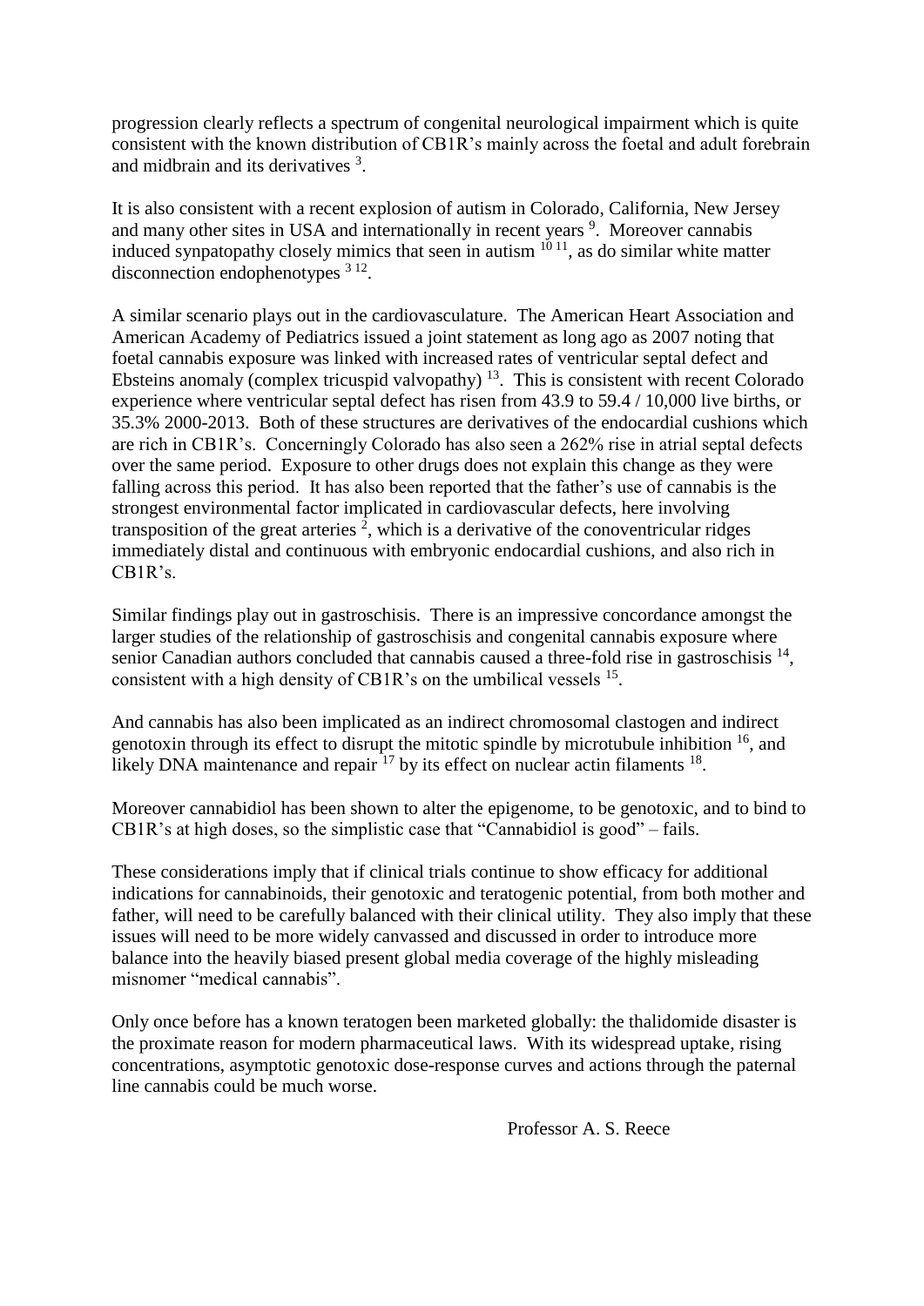progression clearly reflects a spectrum of congenital neurological impairment which is quite consistent with the known distribution of CB1R's mainly across the foetal and adult forebrain and midbrain and its derivatives [3].

It is also consistent with a recent explosion of autism in Colorado, California, New Jersey and many other sites in USA and internationally in recent years [9]. Moreover cannabis induced synpatopathy closely mimics that seen in autism [10 11], as do similar white matter disconnection endophenotypes [3 12].

A similar scenario plays out in the cardiovasculature. The American Heart Association and American Academy of Pediatrics issued a joint statement as long ago as 2007 noting that foetal cannabis exposure was linked with increased rates of ventricular septal defect and Ebsteins anomaly (complex tricuspid valvopathy) [13]. This is consistent with recent Colorado experience where ventricular septal defect has risen from 43.9 to 59.4 / 10,000 live births, or 35.3% 2000-2013. Both of these structures are derivatives of the endocardial cushions which are rich in CB1R's. Concerningly Colorado has also seen a 262% rise in atrial septal defects over the same period. Exposure to other drugs does not explain this change as they were falling across this period. It has also been reported that the father's use of cannabis is the strongest environmental factor implicated in cardiovascular defects, here involving transposition of the great arteries [2], which is a derivative of the conoventricular ridges immediately distal and continuous with embryonic endocardial cushions, and also rich in CB1R's.

Similar findings play out in gastroschisis. There is an impressive concordance amongst the larger studies of the relationship of gastroschisis and congenital cannabis exposure where senior Canadian authors concluded that cannabis caused a three-fold rise in gastroschisis [14], consistent with a high density of CB1R's on the umbilical vessels [15].

And cannabis has also been implicated as an indirect chromosomal clastogen and indirect genotoxin through its effect to disrupt the mitotic spindle by microtubule inhibition [16], and likely DNA maintenance and repair [17] by its effect on nuclear actin filaments [18].

Moreover cannabidiol has been shown to alter the epigenome, to be genotoxic, and to bind to CB1R's at high doses, so the simplistic case that "Cannabidiol is good" – fails.

These considerations imply that if clinical trials continue to show efficacy for additional indications for cannabinoids, their genotoxic and teratogenic potential, from both mother and father, will need to be carefully balanced with their clinical utility. They also imply that these issues will need to be more widely canvassed and discussed in order to introduce more balance into the heavily biased present global media coverage of the highly misleading misnomer "medical cannabis".

Only once before has a known teratogen been marketed globally: the thalidomide disaster is the proximate reason for modern pharmaceutical laws. With its widespread uptake, rising concentrations, asymptotic genotoxic dose-response curves and actions through the paternal line cannabis could be much worse.

Professor A. S. Reece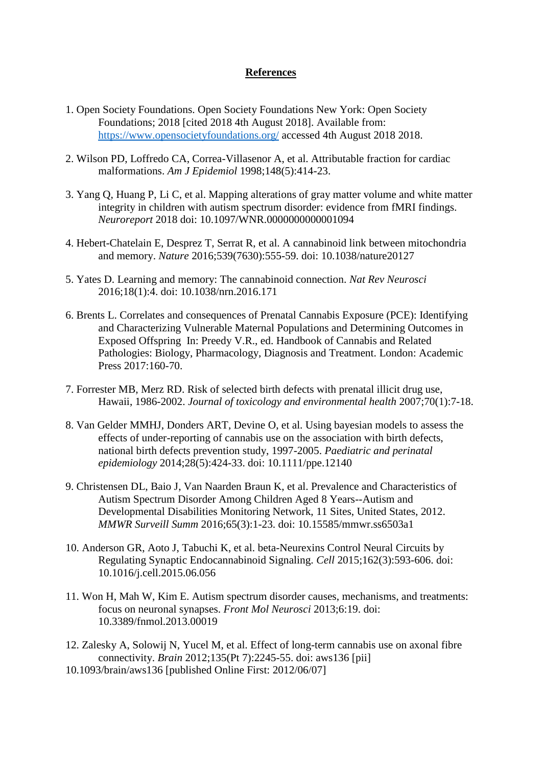**References**

1. Open Society Foundations. Open Society Foundations New York: Open Society Foundations; 2018 [cited 2018 4th August 2018]. Available from: https://www.opensocietyfoundations.org/ accessed 4th August 2018 2018.

2. Wilson PD, Loffredo CA, Correa-Villasenor A, et al. Attributable fraction for cardiac malformations. *Am J Epidemiol* 1998;148(5):414-23.

3. Yang Q, Huang P, Li C, et al. Mapping alterations of gray matter volume and white matter integrity in children with autism spectrum disorder: evidence from fMRI findings. *Neuroreport* 2018 doi: 10.1097/WNR.0000000000001094

4. Hebert-Chatelain E, Desprez T, Serrat R, et al. A cannabinoid link between mitochondria and memory. *Nature* 2016;539(7630):555-59. doi: 10.1038/nature20127

5. Yates D. Learning and memory: The cannabinoid connection. *Nat Rev Neurosci* 2016;18(1):4. doi: 10.1038/nrn.2016.171

6. Brents L. Correlates and consequences of Prenatal Cannabis Exposure (PCE): Identifying and Characterizing Vulnerable Maternal Populations and Determining Outcomes in Exposed Offspring In: Preedy V.R., ed. Handbook of Cannabis and Related Pathologies: Biology, Pharmacology, Diagnosis and Treatment. London: Academic Press 2017:160-70.

7. Forrester MB, Merz RD. Risk of selected birth defects with prenatal illicit drug use, Hawaii, 1986-2002. *Journal of toxicology and environmental health* 2007;70(1):7-18.

8. Van Gelder MMHJ, Donders ART, Devine O, et al. Using bayesian models to assess the effects of under-reporting of cannabis use on the association with birth defects, national birth defects prevention study, 1997-2005. *Paediatric and perinatal epidemiology* 2014;28(5):424-33. doi: 10.1111/ppe.12140

9. Christensen DL, Baio J, Van Naarden Braun K, et al. Prevalence and Characteristics of Autism Spectrum Disorder Among Children Aged 8 Years--Autism and Developmental Disabilities Monitoring Network, 11 Sites, United States, 2012. *MMWR Surveill Summ* 2016;65(3):1-23. doi: 10.15585/mmwr.ss6503a1

10. Anderson GR, Aoto J, Tabuchi K, et al. beta-Neurexins Control Neural Circuits by Regulating Synaptic Endocannabinoid Signaling. *Cell* 2015;162(3):593-606. doi: 10.1016/j.cell.2015.06.056

11. Won H, Mah W, Kim E. Autism spectrum disorder causes, mechanisms, and treatments: focus on neuronal synapses. *Front Mol Neurosci* 2013;6:19. doi: 10.3389/fnmol.2013.00019

12. Zalesky A, Solowij N, Yucel M, et al. Effect of long-term cannabis use on axonal fibre connectivity. *Brain* 2012;135(Pt 7):2245-55. doi: aws136 [pii] 10.1093/brain/aws136 [published Online First: 2012/06/07]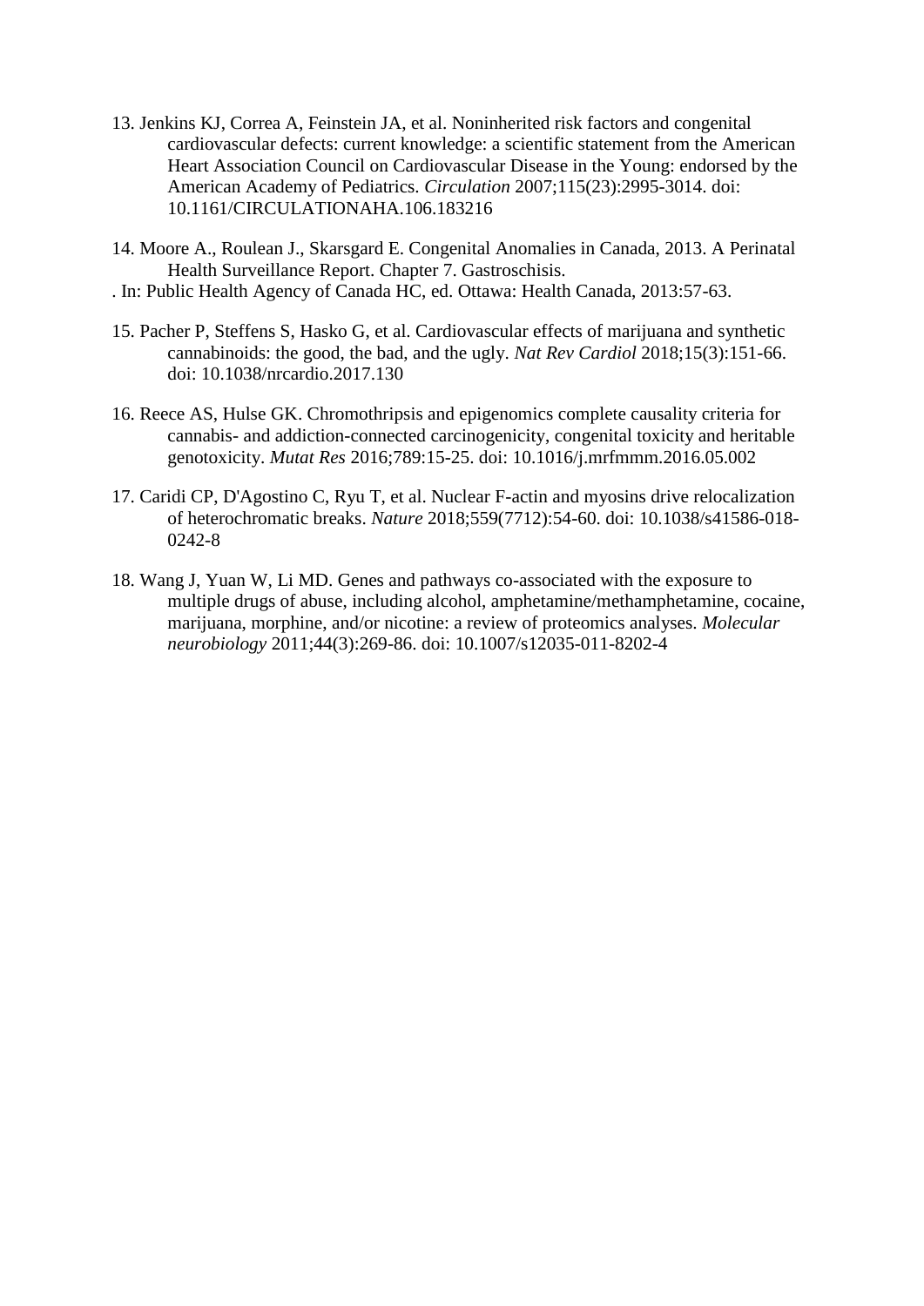13. Jenkins KJ, Correa A, Feinstein JA, et al. Noninherited risk factors and congenital cardiovascular defects: current knowledge: a scientific statement from the American Heart Association Council on Cardiovascular Disease in the Young: endorsed by the American Academy of Pediatrics. *Circulation* 2007;115(23):2995-3014. doi: 10.1161/CIRCULATIONAHA.106.183216

14. Moore A., Roulean J., Skarsgard E. Congenital Anomalies in Canada, 2013. A Perinatal Health Surveillance Report. Chapter 7. Gastroschisis.
. In: Public Health Agency of Canada HC, ed. Ottawa: Health Canada, 2013:57-63.

15. Pacher P, Steffens S, Hasko G, et al. Cardiovascular effects of marijuana and synthetic cannabinoids: the good, the bad, and the ugly. *Nat Rev Cardiol* 2018;15(3):151-66. doi: 10.1038/nrcardio.2017.130

16. Reece AS, Hulse GK. Chromothripsis and epigenomics complete causality criteria for cannabis- and addiction-connected carcinogenicity, congenital toxicity and heritable genotoxicity. *Mutat Res* 2016;789:15-25. doi: 10.1016/j.mrfmmm.2016.05.002

17. Caridi CP, D'Agostino C, Ryu T, et al. Nuclear F-actin and myosins drive relocalization of heterochromatic breaks. *Nature* 2018;559(7712):54-60. doi: 10.1038/s41586-018-0242-8

18. Wang J, Yuan W, Li MD. Genes and pathways co-associated with the exposure to multiple drugs of abuse, including alcohol, amphetamine/methamphetamine, cocaine, marijuana, morphine, and/or nicotine: a review of proteomics analyses. *Molecular neurobiology* 2011;44(3):269-86. doi: 10.1007/s12035-011-8202-4